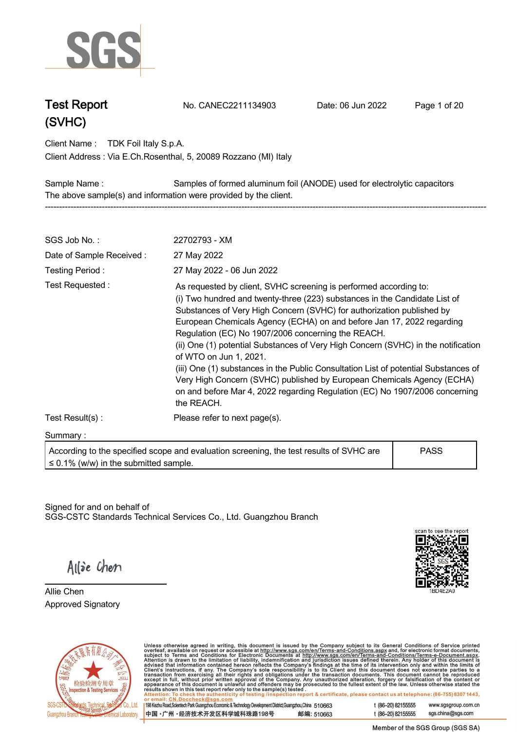# Test Report (SVHC)

No. CANEC2211134903 Date: 06 Jun 2022

Client Name : TDK Foil Italy S.p.A.

Client Address : Via E.Ch.Rosenthal, 5, 20089 Rozzano (MI) Italy

Sample Name : Samples of formed aluminum foil (ANODE) used for electrolytic capacitors

The above sample(s) and information were provided by the client.

---

| | |
|---|---|
| SGS Job No. : | 22702793 - XM |
| Date of Sample Received : | 27 May 2022 |
| Testing Period : | 27 May 2022 - 06 Jun 2022 |
| Test Requested : | As requested by client, SVHC screening is performed according to:<br>(i) Two hundred and twenty-three (223) substances in the Candidate List of Substances of Very High Concern (SVHC) for authorization published by European Chemicals Agency (ECHA) on and before Jan 17, 2022 regarding Regulation (EC) No 1907/2006 concerning the REACH.<br>(ii) One (1) potential Substances of Very High Concern (SVHC) in the notification of WTO on Jun 1, 2021.<br>(iii) One (1) substances in the Public Consultation List of potential Substances of Very High Concern (SVHC) published by European Chemicals Agency (ECHA) on and before Mar 4, 2022 regarding Regulation (EC) No 1907/2006 concerning the REACH. |
| Test Result(s) : | Please refer to next page(s). |

Summary :

| | |
|---|---|
| According to the specified scope and evaluation screening, the test results of SVHC are ≤ 0.1% (w/w) in the submitted sample. | PASS |

Signed for and on behalf of
SGS-CSTC Standards Technical Services Co., Ltd. Guangzhou Branch

Allie Chen
Approved Signatory

Unless otherwise agreed in writing, this document is issued by the Company subject to its General Conditions of Service printed overleaf, available on request or accessible at http://www.sgs.com/en/Terms-and-Conditions.aspx and, for electronic format documents, subject to Terms and Conditions for Electronic Documents at http://www.sgs.com/en/Terms-and-Conditions/Terms-e-Document.aspx. Attention is drawn to the limitation of liability, indemnification and jurisdiction issues defined therein. Any holder of this document is advised that information contained hereon reflects the Company's findings at the time of its intervention only and within the limits of Client's instructions, if any. The Company's sole responsibility is to its Client and this document does not exonerate parties to a transaction from exercising all their rights and obligations under the transaction documents. This document cannot be reproduced except in full, without prior written approval of the Company. Any unauthorized alteration, forgery or falsification of the content or appearance of this document is unlawful and offenders may be prosecuted to the fullest extent of the law. Unless otherwise stated the results shown in this test report refer only to the sample(s) tested.

Attention: To check the authenticity of testing /inspection report & certificate, please contact us at telephone: (86-755) 8307 1443, or email: CN.Doccheck@sgs.com

198 Kezhu Road,Scientech Park Guangzhou Economic & Technology Development District,Guangzhou,China 510663 t (86–20) 82155555 www.sgsgroup.com.cn

中国 ·广州 ·经济技术开发区科学城科珠路198号 邮编: 510663 t (86–20) 82155555 sgs.china@sgs.com

Member of the SGS Group (SGS SA)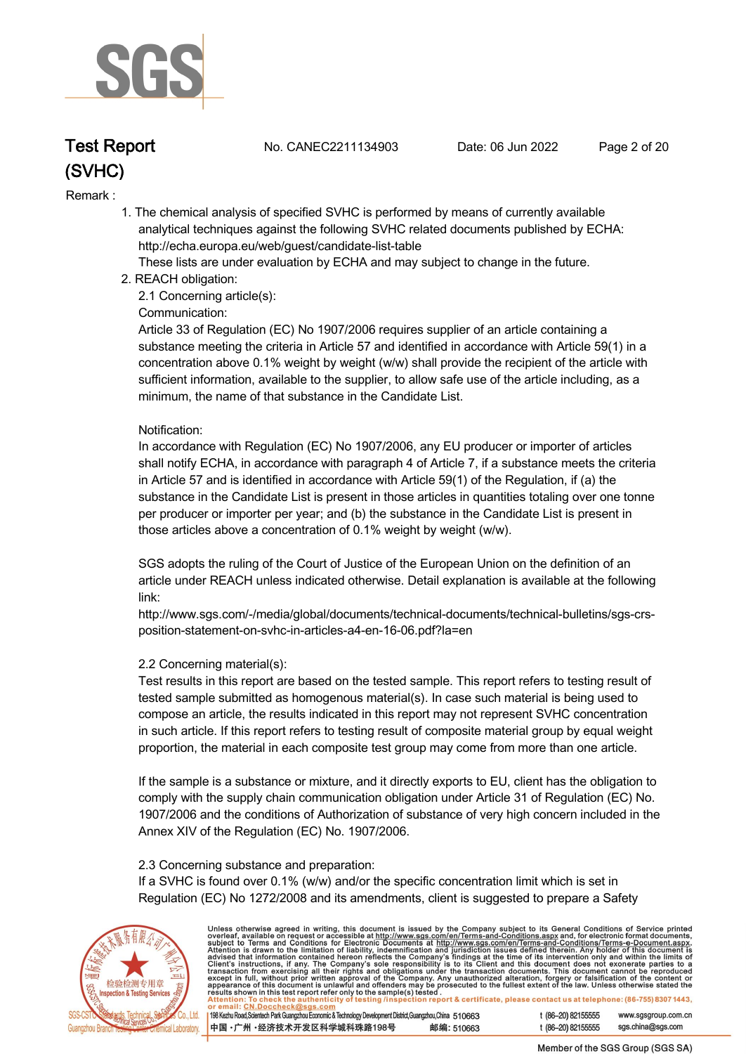Remark :

1. The chemical analysis of specified SVHC is performed by means of currently available analytical techniques against the following SVHC related documents published by ECHA: http://echa.europa.eu/web/guest/candidate-list-table
   These lists are under evaluation by ECHA and may subject to change in the future.
2. REACH obligation:
   2.1 Concerning article(s):
   Communication:
   Article 33 of Regulation (EC) No 1907/2006 requires supplier of an article containing a substance meeting the criteria in Article 57 and identified in accordance with Article 59(1) in a concentration above 0.1% weight by weight (w/w) shall provide the recipient of the article with sufficient information, available to the supplier, to allow safe use of the article including, as a minimum, the name of that substance in the Candidate List.

   Notification:
   In accordance with Regulation (EC) No 1907/2006, any EU producer or importer of articles shall notify ECHA, in accordance with paragraph 4 of Article 7, if a substance meets the criteria in Article 57 and is identified in accordance with Article 59(1) of the Regulation, if (a) the substance in the Candidate List is present in those articles in quantities totaling over one tonne per producer or importer per year; and (b) the substance in the Candidate List is present in those articles above a concentration of 0.1% weight by weight (w/w).

   SGS adopts the ruling of the Court of Justice of the European Union on the definition of an article under REACH unless indicated otherwise. Detail explanation is available at the following link:
   http://www.sgs.com/-/media/global/documents/technical-documents/technical-bulletins/sgs-crs-position-statement-on-svhc-in-articles-a4-en-16-06.pdf?la=en

   2.2 Concerning material(s):
   Test results in this report are based on the tested sample. This report refers to testing result of tested sample submitted as homogenous material(s). In case such material is being used to compose an article, the results indicated in this report may not represent SVHC concentration in such article. If this report refers to testing result of composite material group by equal weight proportion, the material in each composite test group may come from more than one article.

   If the sample is a substance or mixture, and it directly exports to EU, client has the obligation to comply with the supply chain communication obligation under Article 31 of Regulation (EC) No. 1907/2006 and the conditions of Authorization of substance of very high concern included in the Annex XIV of the Regulation (EC) No. 1907/2006.

   2.3 Concerning substance and preparation:
   If a SVHC is found over 0.1% (w/w) and/or the specific concentration limit which is set in Regulation (EC) No 1272/2008 and its amendments, client is suggested to prepare a Safety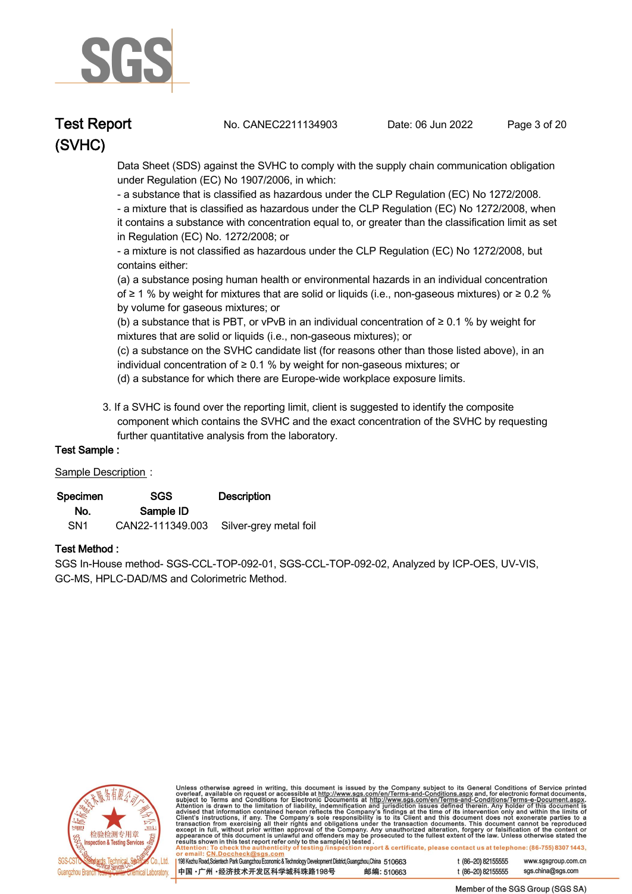Data Sheet (SDS) against the SVHC to comply with the supply chain communication obligation under Regulation (EC) No 1907/2006, in which:

- a substance that is classified as hazardous under the CLP Regulation (EC) No 1272/2008.
- a mixture that is classified as hazardous under the CLP Regulation (EC) No 1272/2008, when it contains a substance with concentration equal to, or greater than the classification limit as set in Regulation (EC) No. 1272/2008; or
- a mixture is not classified as hazardous under the CLP Regulation (EC) No 1272/2008, but contains either:

(a) a substance posing human health or environmental hazards in an individual concentration of ≥ 1 % by weight for mixtures that are solid or liquids (i.e., non-gaseous mixtures) or ≥ 0.2 % by volume for gaseous mixtures; or

(b) a substance that is PBT, or vPvB in an individual concentration of ≥ 0.1 % by weight for mixtures that are solid or liquids (i.e., non-gaseous mixtures); or

(c) a substance on the SVHC candidate list (for reasons other than those listed above), in an individual concentration of ≥ 0.1 % by weight for non-gaseous mixtures; or

(d) a substance for which there are Europe-wide workplace exposure limits.

3. If a SVHC is found over the reporting limit, client is suggested to identify the composite component which contains the SVHC and the exact concentration of the SVHC by requesting further quantitative analysis from the laboratory.

**Test Sample :**

Sample Description :

| Specimen No. | SGS Sample ID | Description |
|---|---|---|
| SN1 | CAN22-111349.003 | Silver-grey metal foil |

**Test Method :**

SGS In-House method- SGS-CCL-TOP-092-01, SGS-CCL-TOP-092-02, Analyzed by ICP-OES, UV-VIS, GC-MS, HPLC-DAD/MS and Colorimetric Method.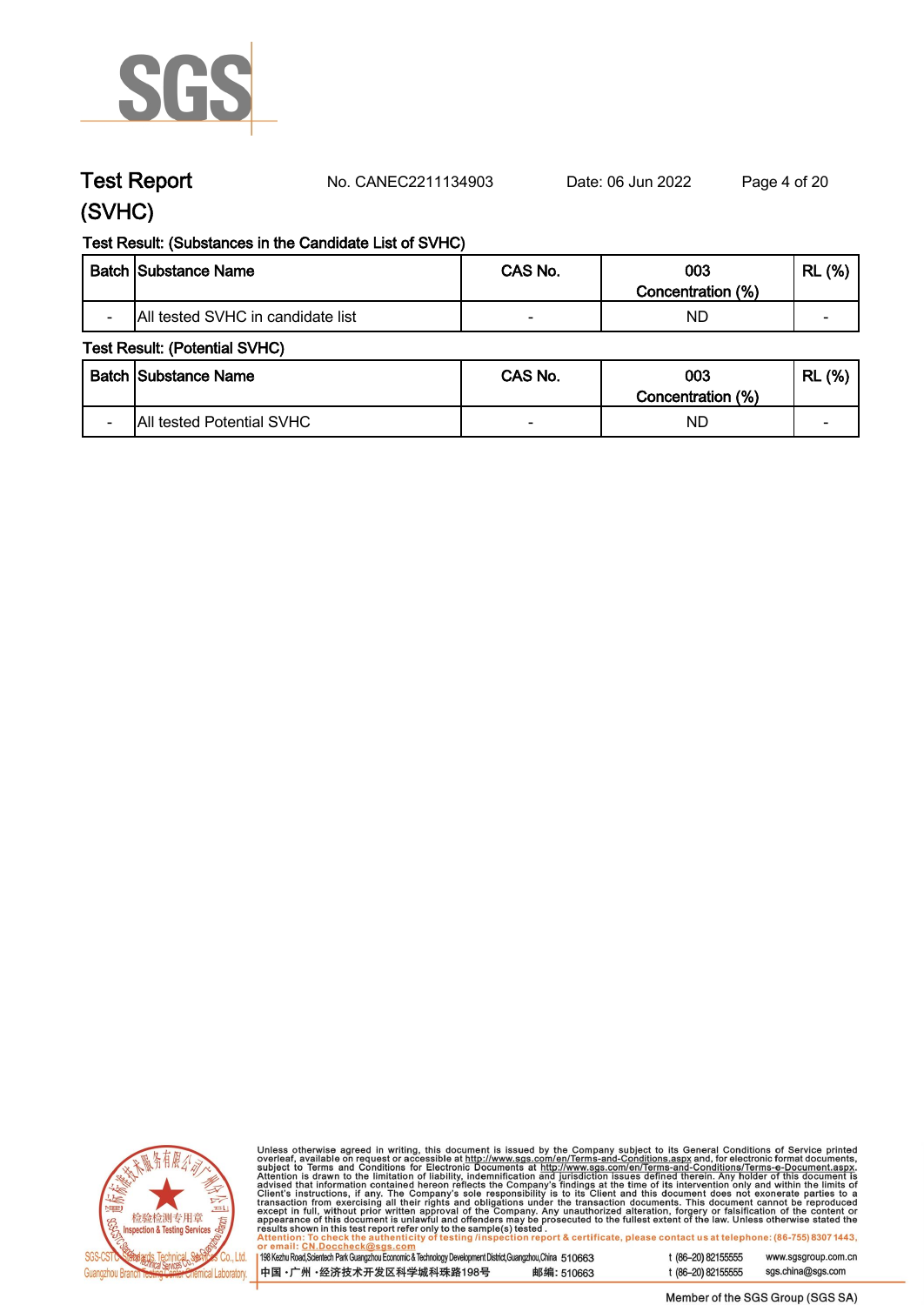# Test Report (SVHC)

No. CANEC2211134903 Date: 06 Jun 2022

Test Result: (Substances in the Candidate List of SVHC)

| Batch | Substance Name | CAS No. | 003 Concentration (%) | RL (%) |
|---|---|---|---|---|
| - | All tested SVHC in candidate list | - | ND | - |

Test Result: (Potential SVHC)

| Batch | Substance Name | CAS No. | 003 Concentration (%) | RL (%) |
|---|---|---|---|---|
| - | All tested Potential SVHC | - | ND | - |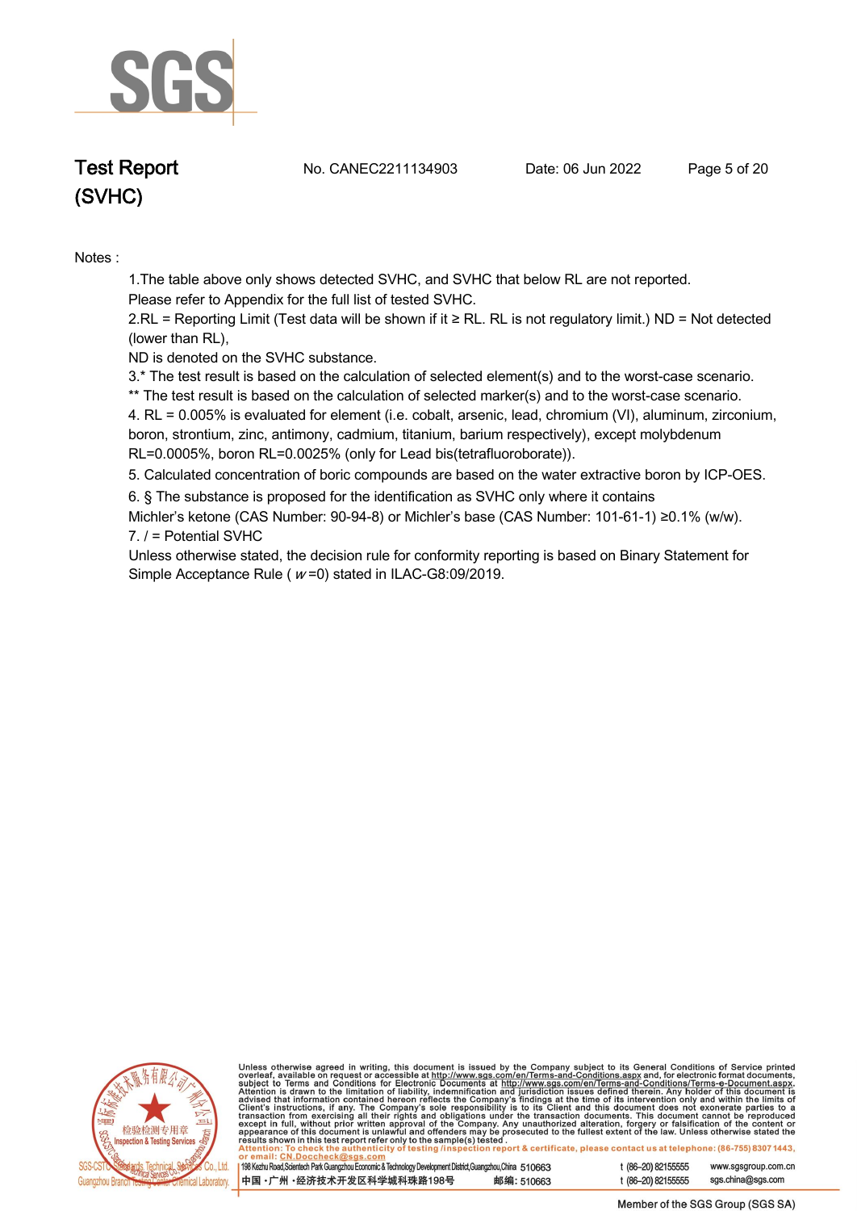Notes :

1.The table above only shows detected SVHC, and SVHC that below RL are not reported. Please refer to Appendix for the full list of tested SVHC.

2.RL = Reporting Limit (Test data will be shown if it ≥ RL. RL is not regulatory limit.) ND = Not detected (lower than RL),
ND is denoted on the SVHC substance.

3.* The test result is based on the calculation of selected element(s) and to the worst-case scenario.
** The test result is based on the calculation of selected marker(s) and to the worst-case scenario.

4. RL = 0.005% is evaluated for element (i.e. cobalt, arsenic, lead, chromium (VI), aluminum, zirconium, boron, strontium, zinc, antimony, cadmium, titanium, barium respectively), except molybdenum RL=0.0005%, boron RL=0.0025% (only for Lead bis(tetrafluoroborate)).

5. Calculated concentration of boric compounds are based on the water extractive boron by ICP-OES.

6. § The substance is proposed for the identification as SVHC only where it contains Michler's ketone (CAS Number: 90-94-8) or Michler's base (CAS Number: 101-61-1) ≥0.1% (w/w).

7. / = Potential SVHC

Unless otherwise stated, the decision rule for conformity reporting is based on Binary Statement for Simple Acceptance Rule ( $w$ =0) stated in ILAC-G8:09/2019.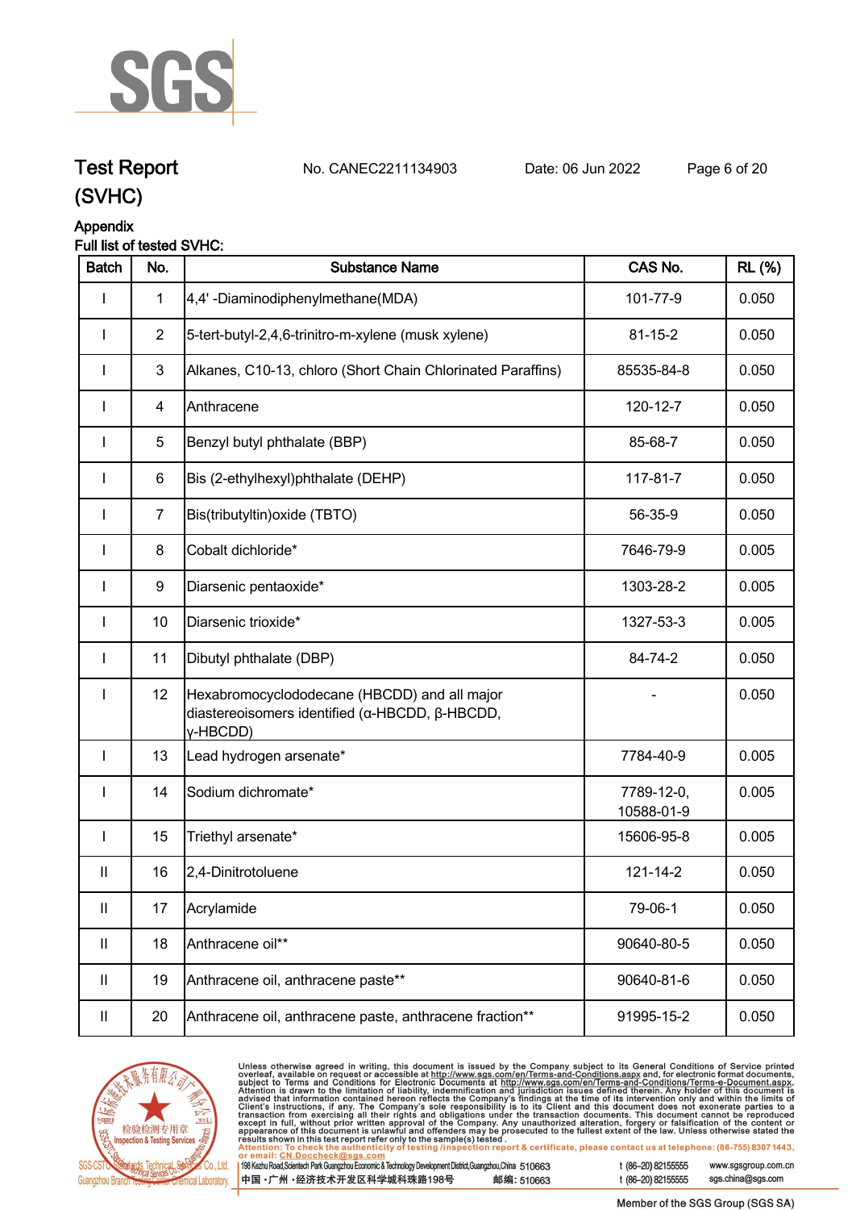# Test Report (SVHC)

No. CANEC2211134903 Date: 06 Jun 2022

## Appendix

**Full list of tested SVHC:**

| Batch | No. | Substance Name | CAS No. | RL (%) |
|---|---|---|---|---|
| I | 1 | 4,4' -Diaminodiphenylmethane(MDA) | 101-77-9 | 0.050 |
| I | 2 | 5-tert-butyl-2,4,6-trinitro-m-xylene (musk xylene) | 81-15-2 | 0.050 |
| I | 3 | Alkanes, C10-13, chloro (Short Chain Chlorinated Paraffins) | 85535-84-8 | 0.050 |
| I | 4 | Anthracene | 120-12-7 | 0.050 |
| I | 5 | Benzyl butyl phthalate (BBP) | 85-68-7 | 0.050 |
| I | 6 | Bis (2-ethylhexyl)phthalate (DEHP) | 117-81-7 | 0.050 |
| I | 7 | Bis(tributyltin)oxide (TBTO) | 56-35-9 | 0.050 |
| I | 8 | Cobalt dichloride* | 7646-79-9 | 0.005 |
| I | 9 | Diarsenic pentaoxide* | 1303-28-2 | 0.005 |
| I | 10 | Diarsenic trioxide* | 1327-53-3 | 0.005 |
| I | 11 | Dibutyl phthalate (DBP) | 84-74-2 | 0.050 |
| I | 12 | Hexabromocyclododecane (HBCDD) and all major diastereoisomers identified (α-HBCDD, β-HBCDD, γ-HBCDD) | - | 0.050 |
| I | 13 | Lead hydrogen arsenate* | 7784-40-9 | 0.005 |
| I | 14 | Sodium dichromate* | 7789-12-0, 10588-01-9 | 0.005 |
| I | 15 | Triethyl arsenate* | 15606-95-8 | 0.005 |
| II | 16 | 2,4-Dinitrotoluene | 121-14-2 | 0.050 |
| II | 17 | Acrylamide | 79-06-1 | 0.050 |
| II | 18 | Anthracene oil** | 90640-80-5 | 0.050 |
| II | 19 | Anthracene oil, anthracene paste** | 90640-81-6 | 0.050 |
| II | 20 | Anthracene oil, anthracene paste, anthracene fraction** | 91995-15-2 | 0.050 |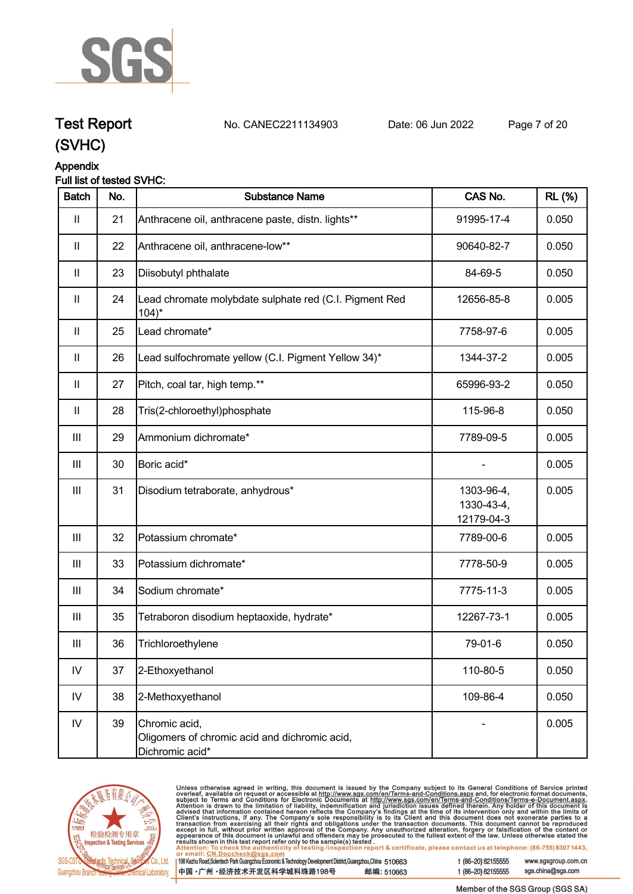# Test Report (SVHC)

No. CANEC2211134903    Date: 06 Jun 2022

## Appendix

Full list of tested SVHC:

| Batch | No. | Substance Name | CAS No. | RL (%) |
|---|---|---|---|---|
| II | 21 | Anthracene oil, anthracene paste, distn. lights** | 91995-17-4 | 0.050 |
| II | 22 | Anthracene oil, anthracene-low** | 90640-82-7 | 0.050 |
| II | 23 | Diisobutyl phthalate | 84-69-5 | 0.050 |
| II | 24 | Lead chromate molybdate sulphate red (C.I. Pigment Red 104)* | 12656-85-8 | 0.005 |
| II | 25 | Lead chromate* | 7758-97-6 | 0.005 |
| II | 26 | Lead sulfochromate yellow (C.I. Pigment Yellow 34)* | 1344-37-2 | 0.005 |
| II | 27 | Pitch, coal tar, high temp.** | 65996-93-2 | 0.050 |
| II | 28 | Tris(2-chloroethyl)phosphate | 115-96-8 | 0.050 |
| III | 29 | Ammonium dichromate* | 7789-09-5 | 0.005 |
| III | 30 | Boric acid* | - | 0.005 |
| III | 31 | Disodium tetraborate, anhydrous* | 1303-96-4, 1330-43-4, 12179-04-3 | 0.005 |
| III | 32 | Potassium chromate* | 7789-00-6 | 0.005 |
| III | 33 | Potassium dichromate* | 7778-50-9 | 0.005 |
| III | 34 | Sodium chromate* | 7775-11-3 | 0.005 |
| III | 35 | Tetraboron disodium heptaoxide, hydrate* | 12267-73-1 | 0.005 |
| III | 36 | Trichloroethylene | 79-01-6 | 0.050 |
| IV | 37 | 2-Ethoxyethanol | 110-80-5 | 0.050 |
| IV | 38 | 2-Methoxyethanol | 109-86-4 | 0.050 |
| IV | 39 | Chromic acid, Oligomers of chromic acid and dichromic acid, Dichromic acid* | - | 0.005 |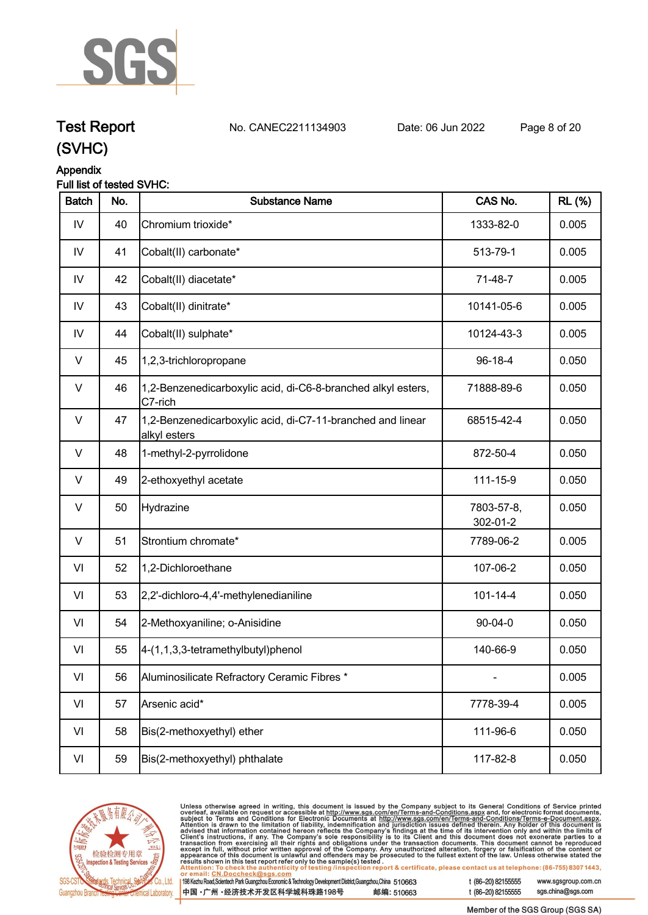# Test Report (SVHC)

No. CANEC2211134903 Date: 06 Jun 2022

Appendix

Full list of tested SVHC:

| Batch | No. | Substance Name | CAS No. | RL (%) |
|---|---|---|---|---|
| IV | 40 | Chromium trioxide* | 1333-82-0 | 0.005 |
| IV | 41 | Cobalt(II) carbonate* | 513-79-1 | 0.005 |
| IV | 42 | Cobalt(II) diacetate* | 71-48-7 | 0.005 |
| IV | 43 | Cobalt(II) dinitrate* | 10141-05-6 | 0.005 |
| IV | 44 | Cobalt(II) sulphate* | 10124-43-3 | 0.005 |
| V | 45 | 1,2,3-trichloropropane | 96-18-4 | 0.050 |
| V | 46 | 1,2-Benzenedicarboxylic acid, di-C6-8-branched alkyl esters, C7-rich | 71888-89-6 | 0.050 |
| V | 47 | 1,2-Benzenedicarboxylic acid, di-C7-11-branched and linear alkyl esters | 68515-42-4 | 0.050 |
| V | 48 | 1-methyl-2-pyrrolidone | 872-50-4 | 0.050 |
| V | 49 | 2-ethoxyethyl acetate | 111-15-9 | 0.050 |
| V | 50 | Hydrazine | 7803-57-8, 302-01-2 | 0.050 |
| V | 51 | Strontium chromate* | 7789-06-2 | 0.005 |
| VI | 52 | 1,2-Dichloroethane | 107-06-2 | 0.050 |
| VI | 53 | 2,2'-dichloro-4,4'-methylenedianiline | 101-14-4 | 0.050 |
| VI | 54 | 2-Methoxyaniline; o-Anisidine | 90-04-0 | 0.050 |
| VI | 55 | 4-(1,1,3,3-tetramethylbutyl)phenol | 140-66-9 | 0.050 |
| VI | 56 | Aluminosilicate Refractory Ceramic Fibres * | - | 0.005 |
| VI | 57 | Arsenic acid* | 7778-39-4 | 0.005 |
| VI | 58 | Bis(2-methoxyethyl) ether | 111-96-6 | 0.050 |
| VI | 59 | Bis(2-methoxyethyl) phthalate | 117-82-8 | 0.050 |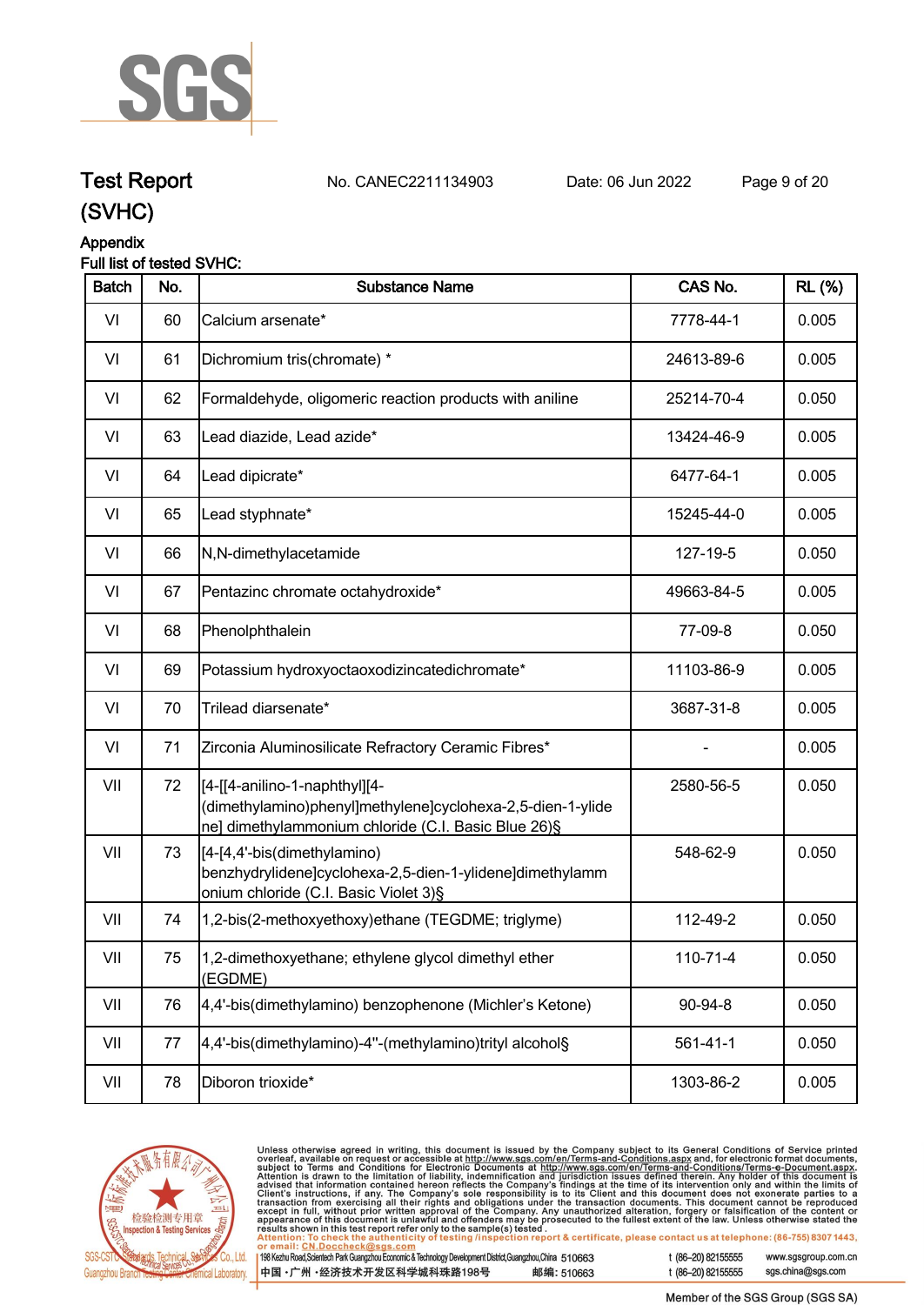# Test Report (SVHC)

No. CANEC2211134903 Date: 06 Jun 2022

## Appendix

Full list of tested SVHC:

| Batch | No. | Substance Name | CAS No. | RL (%) |
|---|---|---|---|---|
| VI | 60 | Calcium arsenate* | 7778-44-1 | 0.005 |
| VI | 61 | Dichromium tris(chromate) * | 24613-89-6 | 0.005 |
| VI | 62 | Formaldehyde, oligomeric reaction products with aniline | 25214-70-4 | 0.050 |
| VI | 63 | Lead diazide, Lead azide* | 13424-46-9 | 0.005 |
| VI | 64 | Lead dipicrate* | 6477-64-1 | 0.005 |
| VI | 65 | Lead styphnate* | 15245-44-0 | 0.005 |
| VI | 66 | N,N-dimethylacetamide | 127-19-5 | 0.050 |
| VI | 67 | Pentazinc chromate octahydroxide* | 49663-84-5 | 0.005 |
| VI | 68 | Phenolphthalein | 77-09-8 | 0.050 |
| VI | 69 | Potassium hydroxyoctaoxodizincatedichromate* | 11103-86-9 | 0.005 |
| VI | 70 | Trilead diarsenate* | 3687-31-8 | 0.005 |
| VI | 71 | Zirconia Aluminosilicate Refractory Ceramic Fibres* | - | 0.005 |
| VII | 72 | [4-[[4-anilino-1-naphthyl][4-(dimethylamino)phenyl]methylene]cyclohexa-2,5-dien-1-ylidene] dimethylammonium chloride (C.I. Basic Blue 26)§ | 2580-56-5 | 0.050 |
| VII | 73 | [4-[4,4'-bis(dimethylamino) benzhydrylidene]cyclohexa-2,5-dien-1-ylidene]dimethylammonium chloride (C.I. Basic Violet 3)§ | 548-62-9 | 0.050 |
| VII | 74 | 1,2-bis(2-methoxyethoxy)ethane (TEGDME; triglyme) | 112-49-2 | 0.050 |
| VII | 75 | 1,2-dimethoxyethane; ethylene glycol dimethyl ether (EGDME) | 110-71-4 | 0.050 |
| VII | 76 | 4,4'-bis(dimethylamino) benzophenone (Michler's Ketone) | 90-94-8 | 0.050 |
| VII | 77 | 4,4'-bis(dimethylamino)-4''-(methylamino)trityl alcohol§ | 561-41-1 | 0.050 |
| VII | 78 | Diboron trioxide* | 1303-86-2 | 0.005 |

Unless otherwise agreed in writing, this document is issued by the Company subject to its General Conditions of Service printed overleaf, available on request or accessible at http://www.sgs.com/en/Terms-and-Conditions.aspx and, for electronic format documents, subject to Terms and Conditions for Electronic Documents at http://www.sgs.com/en/Terms-and-Conditions/Terms-e-Document.aspx. Attention is drawn to the limitation of liability, indemnification and jurisdiction issues defined therein. Any holder of this document is advised that information contained hereon reflects the Company's findings at the time of its intervention only and within the limits of Client's instructions, if any. The Company's sole responsibility is to its Client and this document does not exonerate parties to a transaction from exercising all their rights and obligations under the transaction documents. This document cannot be reproduced except in full, without prior written approval of the Company. Any unauthorized alteration, forgery or falsification of the content or appearance of this document is unlawful and offenders may be prosecuted to the fullest extent of the law. Unless otherwise stated the results shown in this test report refer only to the sample(s) tested.
Attention: To check the authenticity of testing /inspection report & certificate, please contact us at telephone: (86-755) 8307 1443, or email: CN.Doccheck@sgs.com

198 Kezhu Road,Scientech Park Guangzhou Economic & Technology Development District,Guangzhou,China 510663 t (86-20) 82155555 www.sgsgroup.com.cn
中国・广州・经济技术开发区科学城科珠路198号 邮编: 510663 t (86-20) 82155555 sgs.china@sgs.com

Member of the SGS Group (SGS SA)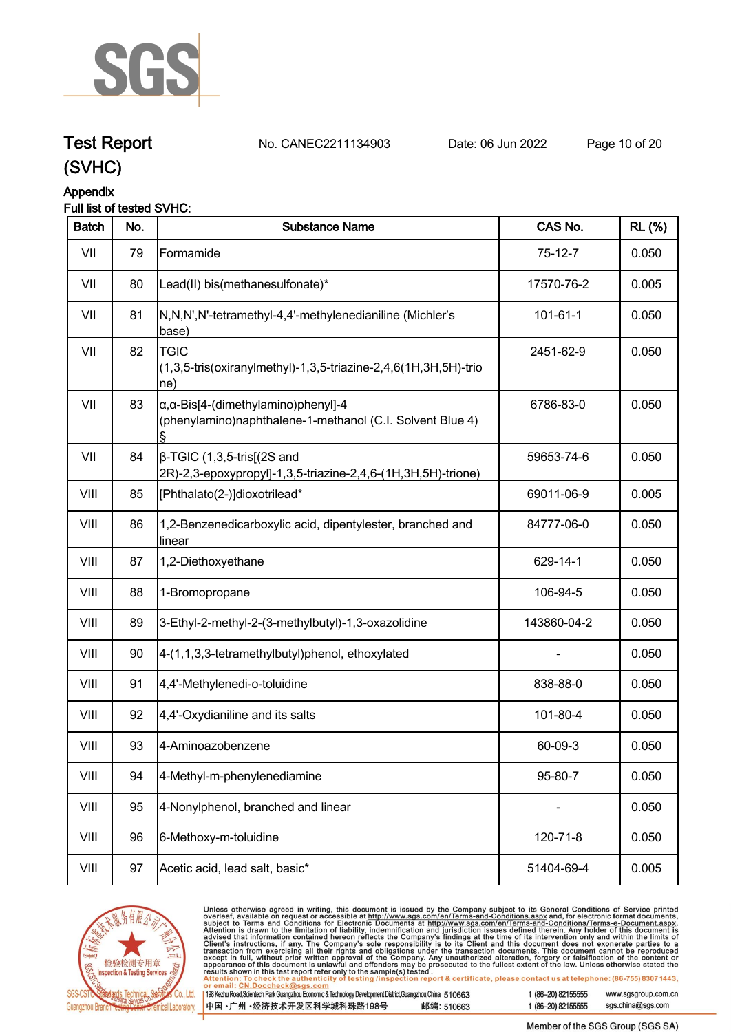# Test Report (SVHC)

No. CANEC2211134903 Date: 06 Jun 2022

Appendix

Full list of tested SVHC:

| Batch | No. | Substance Name | CAS No. | RL (%) |
|---|---|---|---|---|
| VII | 79 | Formamide | 75-12-7 | 0.050 |
| VII | 80 | Lead(II) bis(methanesulfonate)* | 17570-76-2 | 0.005 |
| VII | 81 | N,N,N',N'-tetramethyl-4,4'-methylenedianiline (Michler's base) | 101-61-1 | 0.050 |
| VII | 82 | TGIC (1,3,5-tris(oxiranylmethyl)-1,3,5-triazine-2,4,6(1H,3H,5H)-trione) | 2451-62-9 | 0.050 |
| VII | 83 | α,α-Bis[4-(dimethylamino)phenyl]-4 (phenylamino)naphthalene-1-methanol (C.I. Solvent Blue 4) § | 6786-83-0 | 0.050 |
| VII | 84 | β-TGIC (1,3,5-tris[(2S and 2R)-2,3-epoxypropyl]-1,3,5-triazine-2,4,6-(1H,3H,5H)-trione) | 59653-74-6 | 0.050 |
| VIII | 85 | [Phthalato(2-)]dioxotrilead* | 69011-06-9 | 0.005 |
| VIII | 86 | 1,2-Benzenedicarboxylic acid, dipentylester, branched and linear | 84777-06-0 | 0.050 |
| VIII | 87 | 1,2-Diethoxyethane | 629-14-1 | 0.050 |
| VIII | 88 | 1-Bromopropane | 106-94-5 | 0.050 |
| VIII | 89 | 3-Ethyl-2-methyl-2-(3-methylbutyl)-1,3-oxazolidine | 143860-04-2 | 0.050 |
| VIII | 90 | 4-(1,1,3,3-tetramethylbutyl)phenol, ethoxylated | - | 0.050 |
| VIII | 91 | 4,4'-Methylenedi-o-toluidine | 838-88-0 | 0.050 |
| VIII | 92 | 4,4'-Oxydianiline and its salts | 101-80-4 | 0.050 |
| VIII | 93 | 4-Aminoazobenzene | 60-09-3 | 0.050 |
| VIII | 94 | 4-Methyl-m-phenylenediamine | 95-80-7 | 0.050 |
| VIII | 95 | 4-Nonylphenol, branched and linear | - | 0.050 |
| VIII | 96 | 6-Methoxy-m-toluidine | 120-71-8 | 0.050 |
| VIII | 97 | Acetic acid, lead salt, basic* | 51404-69-4 | 0.005 |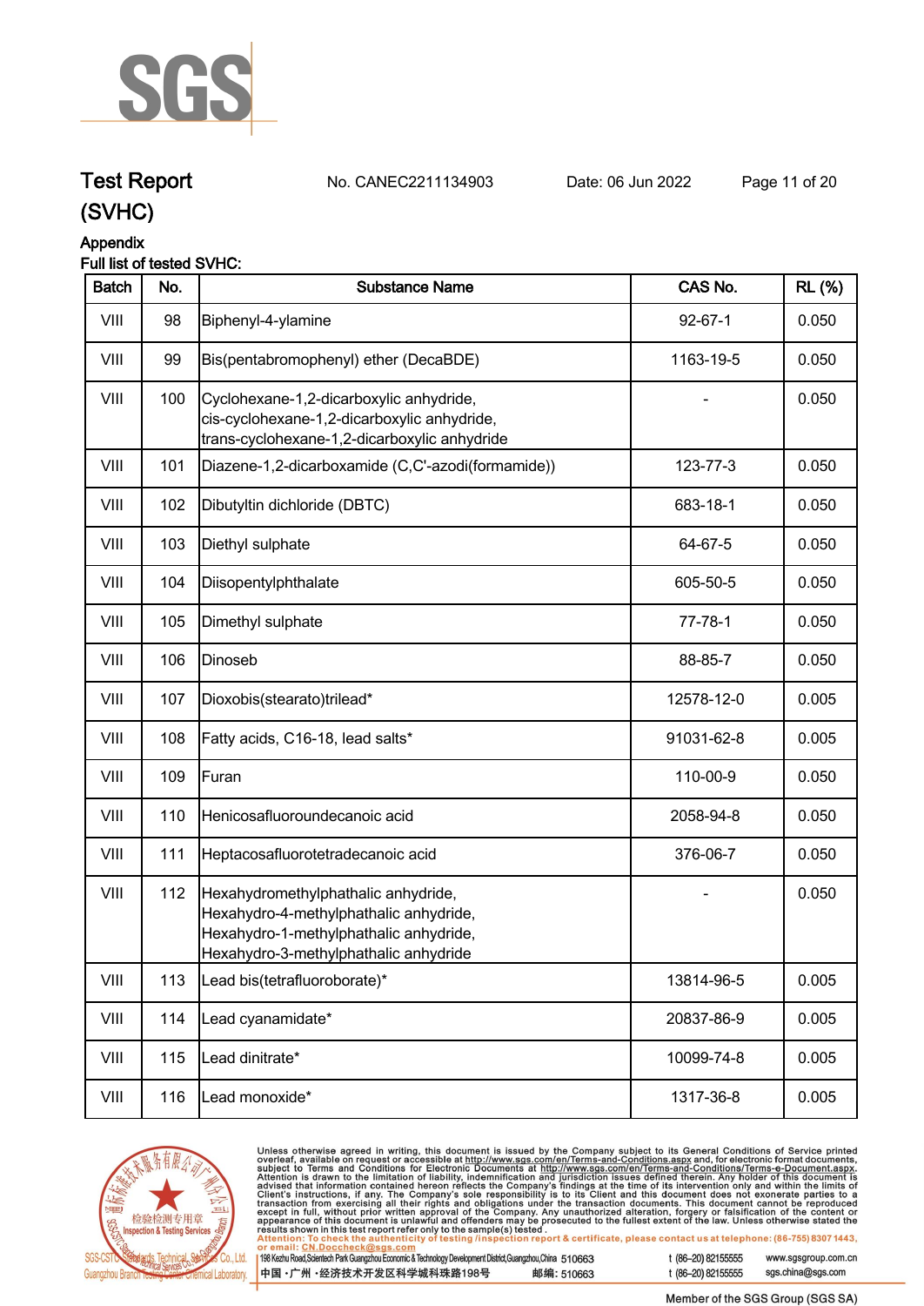# Test Report (SVHC)

No. CANEC2211134903  Date: 06 Jun 2022

## Appendix

Full list of tested SVHC:

| Batch | No. | Substance Name | CAS No. | RL (%) |
|---|---|---|---|---|
| VIII | 98 | Biphenyl-4-ylamine | 92-67-1 | 0.050 |
| VIII | 99 | Bis(pentabromophenyl) ether (DecaBDE) | 1163-19-5 | 0.050 |
| VIII | 100 | Cyclohexane-1,2-dicarboxylic anhydride, cis-cyclohexane-1,2-dicarboxylic anhydride, trans-cyclohexane-1,2-dicarboxylic anhydride | - | 0.050 |
| VIII | 101 | Diazene-1,2-dicarboxamide (C,C'-azodi(formamide)) | 123-77-3 | 0.050 |
| VIII | 102 | Dibutyltin dichloride (DBTC) | 683-18-1 | 0.050 |
| VIII | 103 | Diethyl sulphate | 64-67-5 | 0.050 |
| VIII | 104 | Diisopentylphthalate | 605-50-5 | 0.050 |
| VIII | 105 | Dimethyl sulphate | 77-78-1 | 0.050 |
| VIII | 106 | Dinoseb | 88-85-7 | 0.050 |
| VIII | 107 | Dioxobis(stearato)trilead* | 12578-12-0 | 0.005 |
| VIII | 108 | Fatty acids, C16-18, lead salts* | 91031-62-8 | 0.005 |
| VIII | 109 | Furan | 110-00-9 | 0.050 |
| VIII | 110 | Henicosafluoroundecanoic acid | 2058-94-8 | 0.050 |
| VIII | 111 | Heptacosafluorotetradecanoic acid | 376-06-7 | 0.050 |
| VIII | 112 | Hexahydromethylphathalic anhydride, Hexahydro-4-methylphathalic anhydride, Hexahydro-1-methylphathalic anhydride, Hexahydro-3-methylphathalic anhydride | - | 0.050 |
| VIII | 113 | Lead bis(tetrafluoroborate)* | 13814-96-5 | 0.005 |
| VIII | 114 | Lead cyanamidate* | 20837-86-9 | 0.005 |
| VIII | 115 | Lead dinitrate* | 10099-74-8 | 0.005 |
| VIII | 116 | Lead monoxide* | 1317-36-8 | 0.005 |

Unless otherwise agreed in writing, this document is issued by the Company subject to its General Conditions of Service printed overleaf, available on request or accessible at http://www.sgs.com/en/Terms-and-Conditions.aspx and, for electronic format documents, subject to Terms and Conditions for Electronic Documents at http://www.sgs.com/en/Terms-and-Conditions/Terms-e-Document.aspx. Attention is drawn to the limitation of liability, indemnification and jurisdiction issues defined therein. Any holder of this document is advised that information contained hereon reflects the Company's findings at the time of its intervention only and within the limits of Client's instructions, if any. The Company's sole responsibility is to its Client and this document does not exonerate parties to a transaction from exercising all their rights and obligations under the transaction documents. This document cannot be reproduced except in full, without prior written approval of the Company. Any unauthorized alteration, forgery or falsification of the content or appearance of this document is unlawful and offenders may be prosecuted to the fullest extent of the law. Unless otherwise stated the results shown in this test report refer only to the sample(s) tested.

Attention: To check the authenticity of testing /inspection report & certificate, please contact us at telephone: (86-755) 8307 1443, or email: CN.Doccheck@sgs.com

198 Kezhu Road,Scientech Park Guangzhou Economic & Technology Development District,Guangzhou,China 510663 t (86-20) 82155555 www.sgsgroup.com.cn

中国・广州・经济技术开发区科学城科珠路198号 邮编: 510663 t (86-20) 82155555 sgs.china@sgs.com

Member of the SGS Group (SGS SA)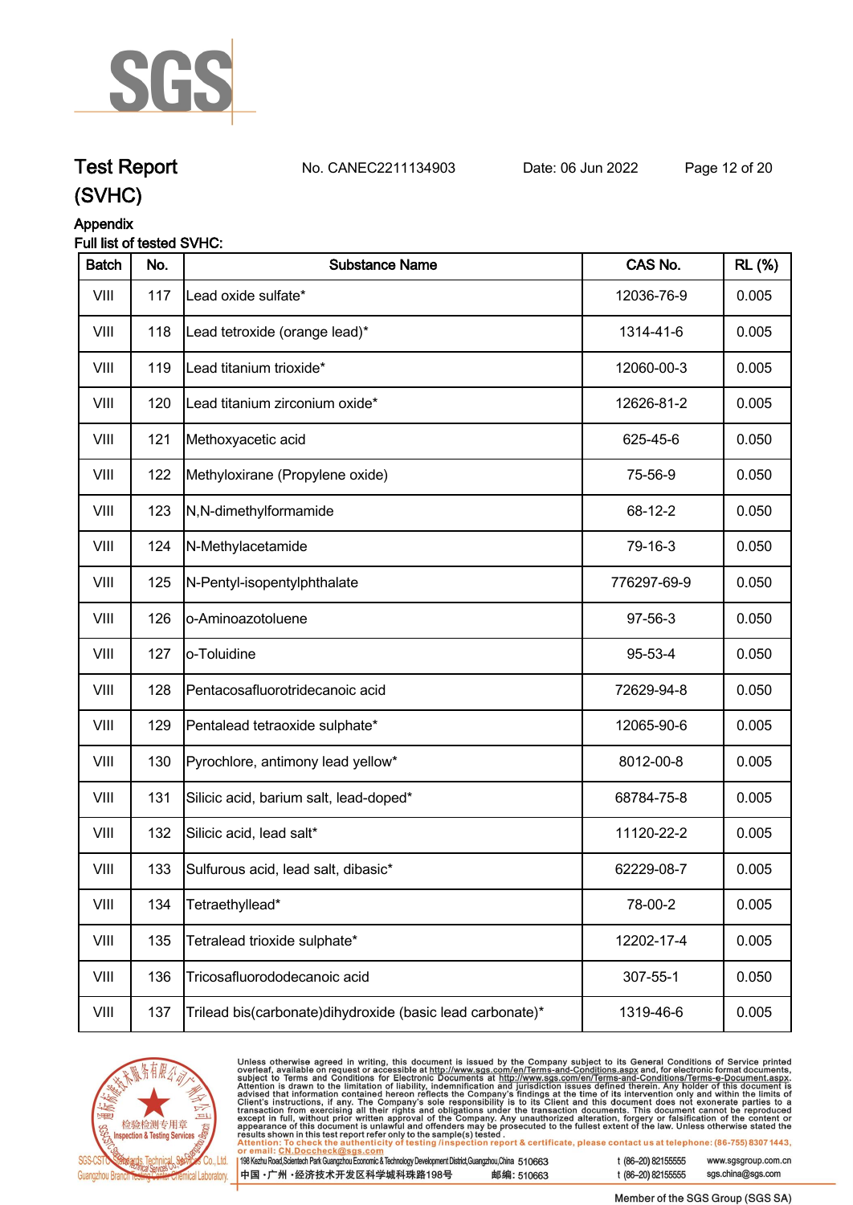# Test Report

No. CANEC2211134903 Date: 06 Jun 2022

(SVHC)

## Appendix

Full list of tested SVHC:

| Batch | No. | Substance Name | CAS No. | RL (%) |
|---|---|---|---|---|
| VIII | 117 | Lead oxide sulfate* | 12036-76-9 | 0.005 |
| VIII | 118 | Lead tetroxide (orange lead)* | 1314-41-6 | 0.005 |
| VIII | 119 | Lead titanium trioxide* | 12060-00-3 | 0.005 |
| VIII | 120 | Lead titanium zirconium oxide* | 12626-81-2 | 0.005 |
| VIII | 121 | Methoxyacetic acid | 625-45-6 | 0.050 |
| VIII | 122 | Methyloxirane (Propylene oxide) | 75-56-9 | 0.050 |
| VIII | 123 | N,N-dimethylformamide | 68-12-2 | 0.050 |
| VIII | 124 | N-Methylacetamide | 79-16-3 | 0.050 |
| VIII | 125 | N-Pentyl-isopentylphthalate | 776297-69-9 | 0.050 |
| VIII | 126 | o-Aminoazotoluene | 97-56-3 | 0.050 |
| VIII | 127 | o-Toluidine | 95-53-4 | 0.050 |
| VIII | 128 | Pentacosafluorotridecanoic acid | 72629-94-8 | 0.050 |
| VIII | 129 | Pentalead tetraoxide sulphate* | 12065-90-6 | 0.005 |
| VIII | 130 | Pyrochlore, antimony lead yellow* | 8012-00-8 | 0.005 |
| VIII | 131 | Silicic acid, barium salt, lead-doped* | 68784-75-8 | 0.005 |
| VIII | 132 | Silicic acid, lead salt* | 11120-22-2 | 0.005 |
| VIII | 133 | Sulfurous acid, lead salt, dibasic* | 62229-08-7 | 0.005 |
| VIII | 134 | Tetraethyllead* | 78-00-2 | 0.005 |
| VIII | 135 | Tetralead trioxide sulphate* | 12202-17-4 | 0.005 |
| VIII | 136 | Tricosafluorododecanoic acid | 307-55-1 | 0.050 |
| VIII | 137 | Trilead bis(carbonate)dihydroxide (basic lead carbonate)* | 1319-46-6 | 0.005 |

Unless otherwise agreed in writing, this document is issued by the Company subject to its General Conditions of Service printed overleaf, available on request or accessible at http://www.sgs.com/en/Terms-and-Conditions.aspx and, for electronic format documents, subject to Terms and Conditions for Electronic Documents at http://www.sgs.com/en/Terms-and-Conditions/Terms-e-Document.aspx. Attention is drawn to the limitation of liability, indemnification and jurisdiction issues defined therein. Any holder of this document is advised that information contained hereon reflects the Company's findings at the time of its intervention only and within the limits of Client's instructions, if any. The Company's sole responsibility is to its Client and this document does not exonerate parties to a transaction from exercising all their rights and obligations under the transaction documents. This document cannot be reproduced except in full, without prior written approval of the Company. Any unauthorized alteration, forgery or falsification of the content or appearance of this document is unlawful and offenders may be prosecuted to the fullest extent of the law. Unless otherwise stated the results shown in this test report refer only to the sample(s) tested.

Attention: To check the authenticity of testing /inspection report & certificate, please contact us at telephone: (86-755) 8307 1443, or email: CN.Doccheck@sgs.com

198 Kezhu Road,Scientech Park Guangzhou Economic & Technology Development District,Guangzhou,China 510663 t (86-20) 82155555 www.sgsgroup.com.cn

中国 ·广州 ·经济技术开发区科学城科珠路198号 邮编: 510663 t (86-20) 82155555 sgs.china@sgs.com

Member of the SGS Group (SGS SA)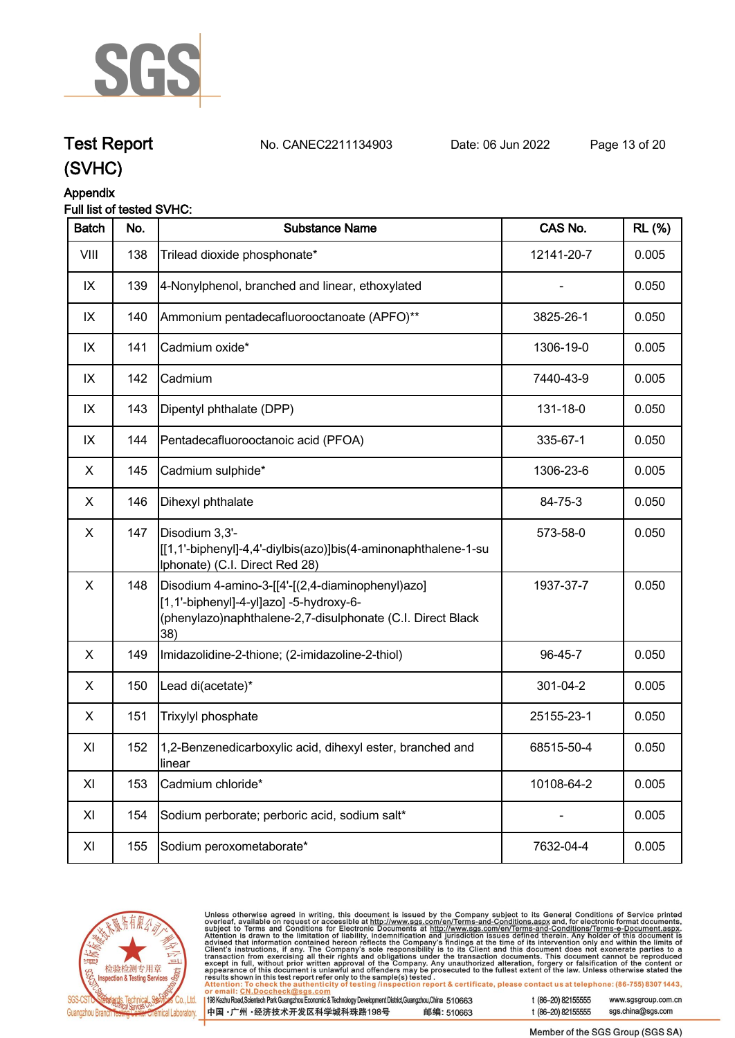# Test Report (SVHC)

No. CANEC2211134903 Date: 06 Jun 2022

## Appendix

Full list of tested SVHC:

| Batch | No. | Substance Name | CAS No. | RL (%) |
|---|---|---|---|---|
| VIII | 138 | Trilead dioxide phosphonate* | 12141-20-7 | 0.005 |
| IX | 139 | 4-Nonylphenol, branched and linear, ethoxylated | - | 0.050 |
| IX | 140 | Ammonium pentadecafluorooctanoate (APFO)** | 3825-26-1 | 0.050 |
| IX | 141 | Cadmium oxide* | 1306-19-0 | 0.005 |
| IX | 142 | Cadmium | 7440-43-9 | 0.005 |
| IX | 143 | Dipentyl phthalate (DPP) | 131-18-0 | 0.050 |
| IX | 144 | Pentadecafluorooctanoic acid (PFOA) | 335-67-1 | 0.050 |
| X | 145 | Cadmium sulphide* | 1306-23-6 | 0.005 |
| X | 146 | Dihexyl phthalate | 84-75-3 | 0.050 |
| X | 147 | Disodium 3,3'-[[1,1'-biphenyl]-4,4'-diylbis(azo)]bis(4-aminonaphthalene-1-sulphonate) (C.I. Direct Red 28) | 573-58-0 | 0.050 |
| X | 148 | Disodium 4-amino-3-[[4'-[(2,4-diaminophenyl)azo] [1,1'-biphenyl]-4-yl]azo] -5-hydroxy-6-(phenylazo)naphthalene-2,7-disulphonate (C.I. Direct Black 38) | 1937-37-7 | 0.050 |
| X | 149 | Imidazolidine-2-thione; (2-imidazoline-2-thiol) | 96-45-7 | 0.050 |
| X | 150 | Lead di(acetate)* | 301-04-2 | 0.005 |
| X | 151 | Trixylyl phosphate | 25155-23-1 | 0.050 |
| XI | 152 | 1,2-Benzenedicarboxylic acid, dihexyl ester, branched and linear | 68515-50-4 | 0.050 |
| XI | 153 | Cadmium chloride* | 10108-64-2 | 0.005 |
| XI | 154 | Sodium perborate; perboric acid, sodium salt* | - | 0.005 |
| XI | 155 | Sodium peroxometaborate* | 7632-04-4 | 0.005 |

Unless otherwise agreed in writing, this document is issued by the Company subject to its General Conditions of Service printed overleaf, available on request or accessible at http://www.sgs.com/en/Terms-and-Conditions.aspx and, for electronic format documents, subject to Terms and Conditions for Electronic Documents at http://www.sgs.com/en/Terms-and-Conditions/Terms-e-Document.aspx. Attention is drawn to the limitation of liability, indemnification and jurisdiction issues defined therein. Any holder of this document is advised that information contained hereon reflects the Company's findings at the time of its intervention only and within the limits of Client's instructions, if any. The Company's sole responsibility is to its Client and this document does not exonerate parties to a transaction from exercising all their rights and obligations under the transaction documents. This document cannot be reproduced except in full, without prior written approval of the Company. Any unauthorized alteration, forgery or falsification of the content or appearance of this document is unlawful and offenders may be prosecuted to the fullest extent of the law. Unless otherwise stated the results shown in this test report refer only to the sample(s) tested.

Attention: To check the authenticity of testing /inspection report & certificate, please contact us at telephone: (86-755) 8307 1443, or email: CN.Doccheck@sgs.com

198 Kezhu Road,Scientech Park Guangzhou Economic & Technology Development District,Guangzhou,China 510663 t (86-20) 82155555 www.sgsgroup.com.cn

中国 ·广州 ·经济技术开发区科学城科珠路198号 邮编: 510663 t (86-20) 82155555 sgs.china@sgs.com

Member of the SGS Group (SGS SA)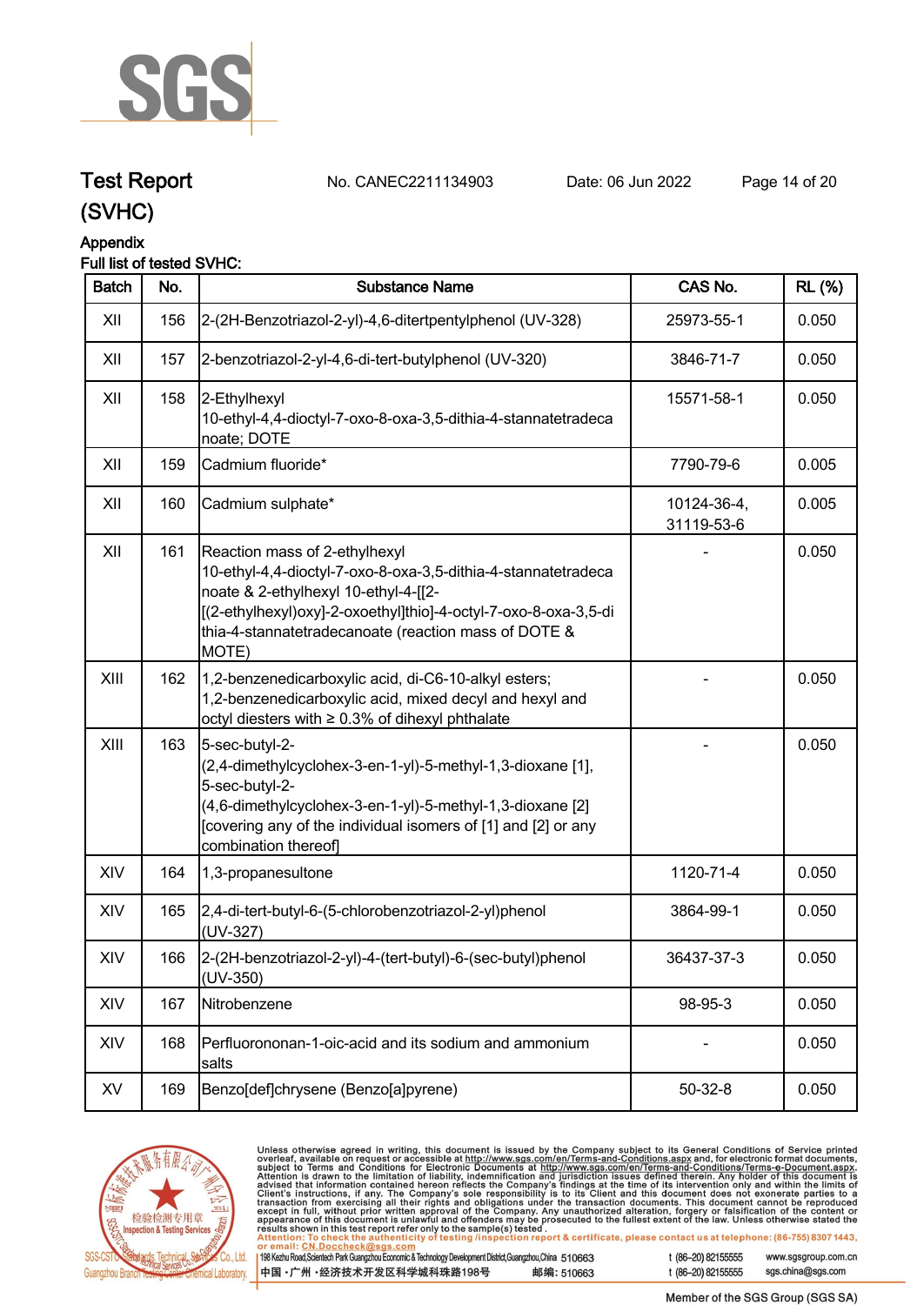Appendix

Full list of tested SVHC:

| Batch | No. | Substance Name | CAS No. | RL (%) |
|---|---|---|---|---|
| XII | 156 | 2-(2H-Benzotriazol-2-yl)-4,6-ditertpentylphenol (UV-328) | 25973-55-1 | 0.050 |
| XII | 157 | 2-benzotriazol-2-yl-4,6-di-tert-butylphenol (UV-320) | 3846-71-7 | 0.050 |
| XII | 158 | 2-Ethylhexyl 10-ethyl-4,4-dioctyl-7-oxo-8-oxa-3,5-dithia-4-stannatetradecanoate; DOTE | 15571-58-1 | 0.050 |
| XII | 159 | Cadmium fluoride* | 7790-79-6 | 0.005 |
| XII | 160 | Cadmium sulphate* | 10124-36-4, 31119-53-6 | 0.005 |
| XII | 161 | Reaction mass of 2-ethylhexyl 10-ethyl-4,4-dioctyl-7-oxo-8-oxa-3,5-dithia-4-stannatetradecanoate & 2-ethylhexyl 10-ethyl-4-[[2-[(2-ethylhexyl)oxy]-2-oxoethyl]thio]-4-octyl-7-oxo-8-oxa-3,5-dithia-4-stannatetradecanoate (reaction mass of DOTE & MOTE) | - | 0.050 |
| XIII | 162 | 1,2-benzenedicarboxylic acid, di-C6-10-alkyl esters; 1,2-benzenedicarboxylic acid, mixed decyl and hexyl and octyl diesters with ≥ 0.3% of dihexyl phthalate | - | 0.050 |
| XIII | 163 | 5-sec-butyl-2-(2,4-dimethylcyclohex-3-en-1-yl)-5-methyl-1,3-dioxane [1], 5-sec-butyl-2-(4,6-dimethylcyclohex-3-en-1-yl)-5-methyl-1,3-dioxane [2] [covering any of the individual isomers of [1] and [2] or any combination thereof] | - | 0.050 |
| XIV | 164 | 1,3-propanesultone | 1120-71-4 | 0.050 |
| XIV | 165 | 2,4-di-tert-butyl-6-(5-chlorobenzotriazol-2-yl)phenol (UV-327) | 3864-99-1 | 0.050 |
| XIV | 166 | 2-(2H-benzotriazol-2-yl)-4-(tert-butyl)-6-(sec-butyl)phenol (UV-350) | 36437-37-3 | 0.050 |
| XIV | 167 | Nitrobenzene | 98-95-3 | 0.050 |
| XIV | 168 | Perfluorononan-1-oic-acid and its sodium and ammonium salts | - | 0.050 |
| XV | 169 | Benzo[def]chrysene (Benzo[a]pyrene) | 50-32-8 | 0.050 |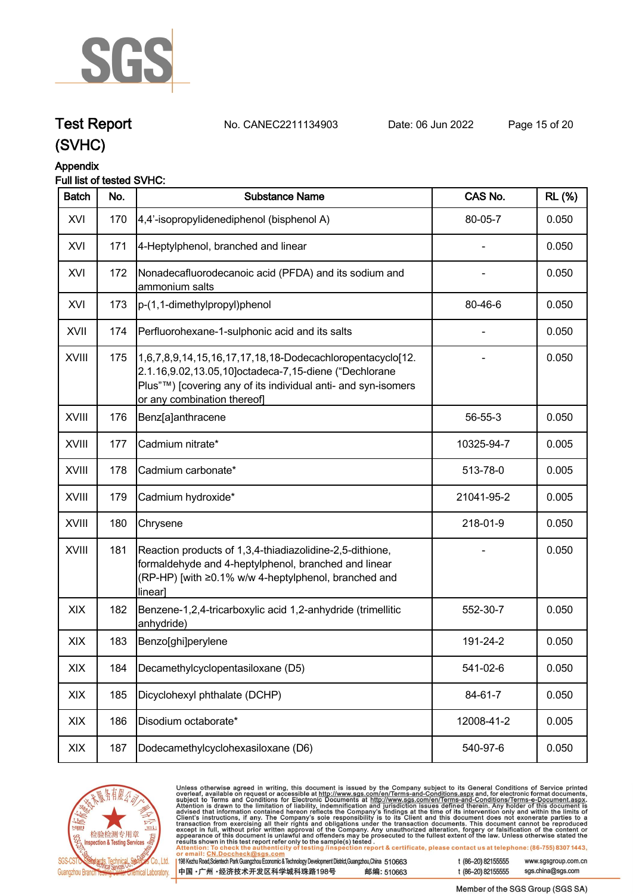## Test Report (SVHC)

No. CANEC2211134903 Date: 06 Jun 2022

### Appendix

Full list of tested SVHC:

| Batch | No. | Substance Name | CAS No. | RL (%) |
|---|---|---|---|---|
| XVI | 170 | 4,4'-isopropylidenediphenol (bisphenol A) | 80-05-7 | 0.050 |
| XVI | 171 | 4-Heptylphenol, branched and linear | - | 0.050 |
| XVI | 172 | Nonadecafluorodecanoic acid (PFDA) and its sodium and ammonium salts | - | 0.050 |
| XVI | 173 | p-(1,1-dimethylpropyl)phenol | 80-46-6 | 0.050 |
| XVII | 174 | Perfluorohexane-1-sulphonic acid and its salts | - | 0.050 |
| XVIII | 175 | 1,6,7,8,9,14,15,16,17,17,18,18-Dodecachloropentacyclo[12.2.1.16,9.02,13.05,10]octadeca-7,15-diene ("Dechlorane Plus"™) [covering any of its individual anti- and syn-isomers or any combination thereof] | - | 0.050 |
| XVIII | 176 | Benz[a]anthracene | 56-55-3 | 0.050 |
| XVIII | 177 | Cadmium nitrate* | 10325-94-7 | 0.005 |
| XVIII | 178 | Cadmium carbonate* | 513-78-0 | 0.005 |
| XVIII | 179 | Cadmium hydroxide* | 21041-95-2 | 0.005 |
| XVIII | 180 | Chrysene | 218-01-9 | 0.050 |
| XVIII | 181 | Reaction products of 1,3,4-thiadiazolidine-2,5-dithione, formaldehyde and 4-heptylphenol, branched and linear (RP-HP) [with ≥0.1% w/w 4-heptylphenol, branched and linear] | - | 0.050 |
| XIX | 182 | Benzene-1,2,4-tricarboxylic acid 1,2-anhydride (trimellitic anhydride) | 552-30-7 | 0.050 |
| XIX | 183 | Benzo[ghi]perylene | 191-24-2 | 0.050 |
| XIX | 184 | Decamethylcyclopentasiloxane (D5) | 541-02-6 | 0.050 |
| XIX | 185 | Dicyclohexyl phthalate (DCHP) | 84-61-7 | 0.050 |
| XIX | 186 | Disodium octaborate* | 12008-41-2 | 0.005 |
| XIX | 187 | Dodecamethylcyclohexasiloxane (D6) | 540-97-6 | 0.050 |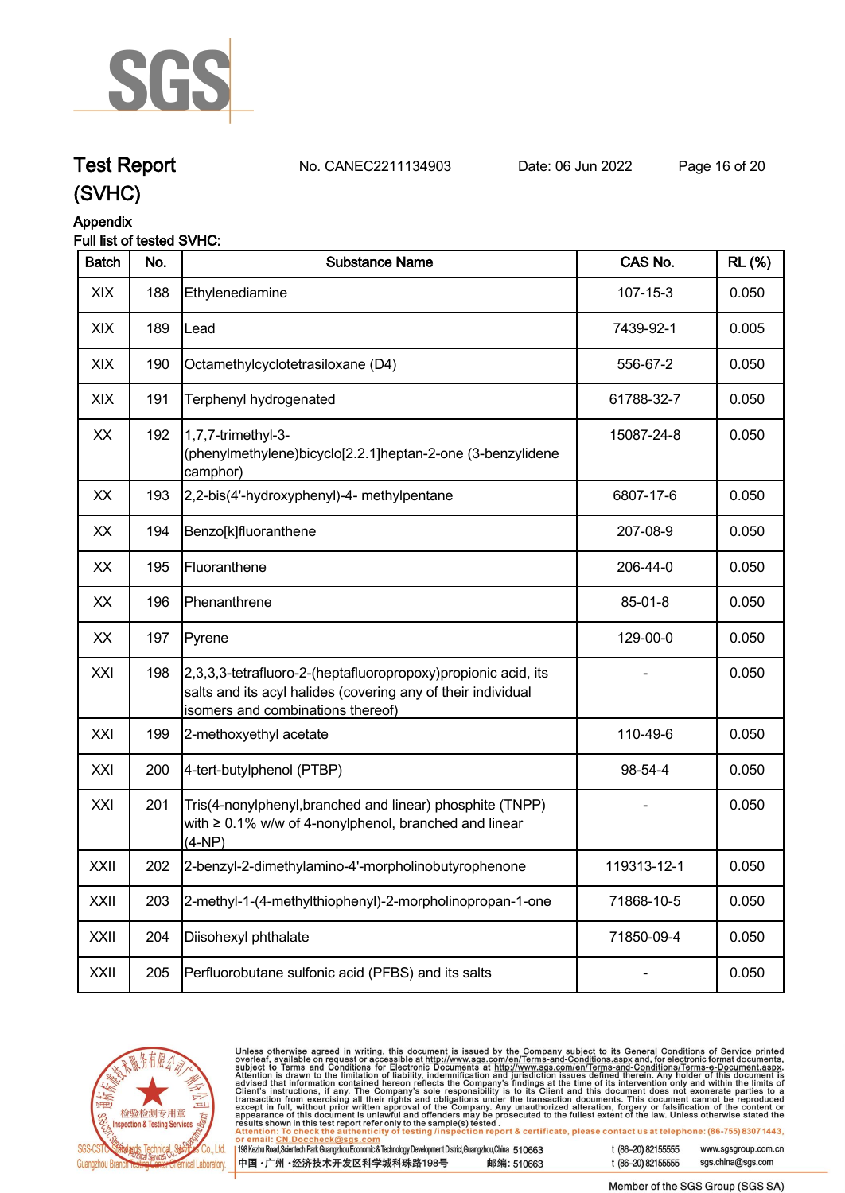# Test Report (SVHC)

No. CANEC2211134903 Date: 06 Jun 2022

## Appendix

Full list of tested SVHC:

| Batch | No. | Substance Name | CAS No. | RL (%) |
|---|---|---|---|---|
| XIX | 188 | Ethylenediamine | 107-15-3 | 0.050 |
| XIX | 189 | Lead | 7439-92-1 | 0.005 |
| XIX | 190 | Octamethylcyclotetrasiloxane (D4) | 556-67-2 | 0.050 |
| XIX | 191 | Terphenyl hydrogenated | 61788-32-7 | 0.050 |
| XX | 192 | 1,7,7-trimethyl-3-(phenylmethylene)bicyclo[2.2.1]heptan-2-one (3-benzylidene camphor) | 15087-24-8 | 0.050 |
| XX | 193 | 2,2-bis(4'-hydroxyphenyl)-4- methylpentane | 6807-17-6 | 0.050 |
| XX | 194 | Benzo[k]fluoranthene | 207-08-9 | 0.050 |
| XX | 195 | Fluoranthene | 206-44-0 | 0.050 |
| XX | 196 | Phenanthrene | 85-01-8 | 0.050 |
| XX | 197 | Pyrene | 129-00-0 | 0.050 |
| XXI | 198 | 2,3,3,3-tetrafluoro-2-(heptafluoropropoxy)propionic acid, its salts and its acyl halides (covering any of their individual isomers and combinations thereof) | - | 0.050 |
| XXI | 199 | 2-methoxyethyl acetate | 110-49-6 | 0.050 |
| XXI | 200 | 4-tert-butylphenol (PTBP) | 98-54-4 | 0.050 |
| XXI | 201 | Tris(4-nonylphenyl,branched and linear) phosphite (TNPP) with ≥ 0.1% w/w of 4-nonylphenol, branched and linear (4-NP) | - | 0.050 |
| XXII | 202 | 2-benzyl-2-dimethylamino-4'-morpholinobutyrophenone | 119313-12-1 | 0.050 |
| XXII | 203 | 2-methyl-1-(4-methylthiophenyl)-2-morpholinopropan-1-one | 71868-10-5 | 0.050 |
| XXII | 204 | Diisohexyl phthalate | 71850-09-4 | 0.050 |
| XXII | 205 | Perfluorobutane sulfonic acid (PFBS) and its salts | - | 0.050 |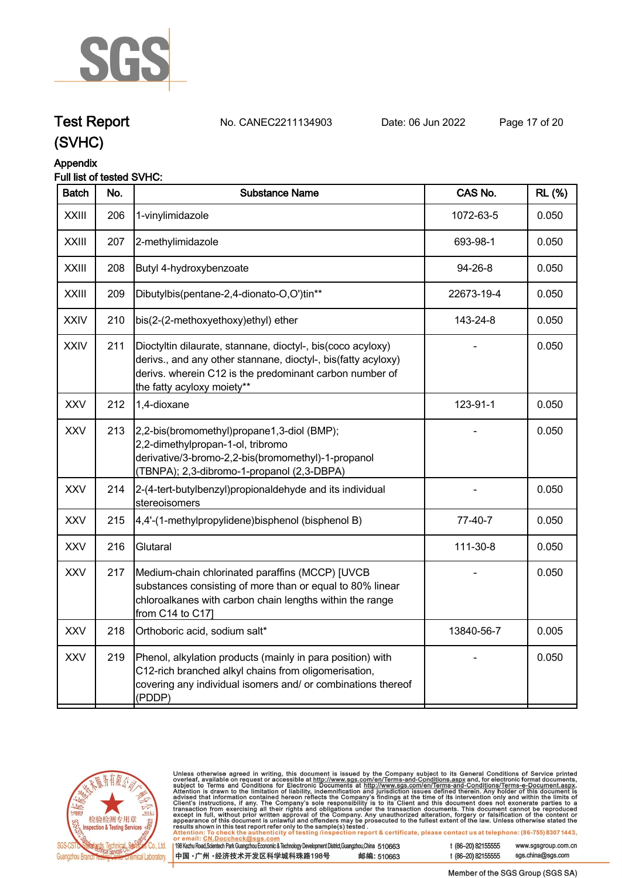## Test Report (SVHC)

No. CANEC2211134903 Date: 06 Jun 2022

### Appendix

**Full list of tested SVHC:**

| Batch | No. | Substance Name | CAS No. | RL (%) |
|---|---|---|---|---|
| XXIII | 206 | 1-vinylimidazole | 1072-63-5 | 0.050 |
| XXIII | 207 | 2-methylimidazole | 693-98-1 | 0.050 |
| XXIII | 208 | Butyl 4-hydroxybenzoate | 94-26-8 | 0.050 |
| XXIII | 209 | Dibutylbis(pentane-2,4-dionato-O,O')tin** | 22673-19-4 | 0.050 |
| XXIV | 210 | bis(2-(2-methoxyethoxy)ethyl) ether | 143-24-8 | 0.050 |
| XXIV | 211 | Dioctyltin dilaurate, stannane, dioctyl-, bis(coco acyloxy) derivs., and any other stannane, dioctyl-, bis(fatty acyloxy) derivs. wherein C12 is the predominant carbon number of the fatty acyloxy moiety** | - | 0.050 |
| XXV | 212 | 1,4-dioxane | 123-91-1 | 0.050 |
| XXV | 213 | 2,2-bis(bromomethyl)propane1,3-diol (BMP); 2,2-dimethylpropan-1-ol, tribromo derivative/3-bromo-2,2-bis(bromomethyl)-1-propanol (TBNPA); 2,3-dibromo-1-propanol (2,3-DBPA) | - | 0.050 |
| XXV | 214 | 2-(4-tert-butylbenzyl)propionaldehyde and its individual stereoisomers | - | 0.050 |
| XXV | 215 | 4,4'-(1-methylpropylidene)bisphenol (bisphenol B) | 77-40-7 | 0.050 |
| XXV | 216 | Glutaral | 111-30-8 | 0.050 |
| XXV | 217 | Medium-chain chlorinated paraffins (MCCP) [UVCB substances consisting of more than or equal to 80% linear chloroalkanes with carbon chain lengths within the range from C14 to C17] | - | 0.050 |
| XXV | 218 | Orthoboric acid, sodium salt* | 13840-56-7 | 0.005 |
| XXV | 219 | Phenol, alkylation products (mainly in para position) with C12-rich branched alkyl chains from oligomerisation, covering any individual isomers and/ or combinations thereof (PDDP) | - | 0.050 |

Unless otherwise agreed in writing, this document is issued by the Company subject to its General Conditions of Service printed overleaf, available on request or accessible at http://www.sgs.com/en/Terms-and-Conditions.aspx and, for electronic format documents, subject to Terms and Conditions for Electronic Documents at http://www.sgs.com/en/Terms-and-Conditions/Terms-e-Document.aspx. Attention is drawn to the limitation of liability, indemnification and jurisdiction issues defined therein. Any holder of this document is advised that information contained hereon reflects the Company's findings at the time of its intervention only and within the limits of Client's instructions, if any. The Company's sole responsibility is to its Client and this document does not exonerate parties to a transaction from exercising all their rights and obligations under the transaction documents. This document cannot be reproduced except in full, without prior written approval of the Company. Any unauthorized alteration, forgery or falsification of the content or appearance of this document is unlawful and offenders may be prosecuted to the fullest extent of the law. Unless otherwise stated the results shown in this test report refer only to the sample(s) tested.

Attention: To check the authenticity of testing /inspection report & certificate, please contact us at telephone: (86-755) 8307 1443, or email: CN.Doccheck@sgs.com

198 Kezhu Road,Scientech Park Guangzhou Economic & Technology Development District,Guangzhou,China 510663 t (86–20) 82155555 www.sgsgroup.com.cn

中国 · 广州 · 经济技术开发区科学城科珠路198号 邮编: 510663 t (86–20) 82155555 sgs.china@sgs.com

Member of the SGS Group (SGS SA)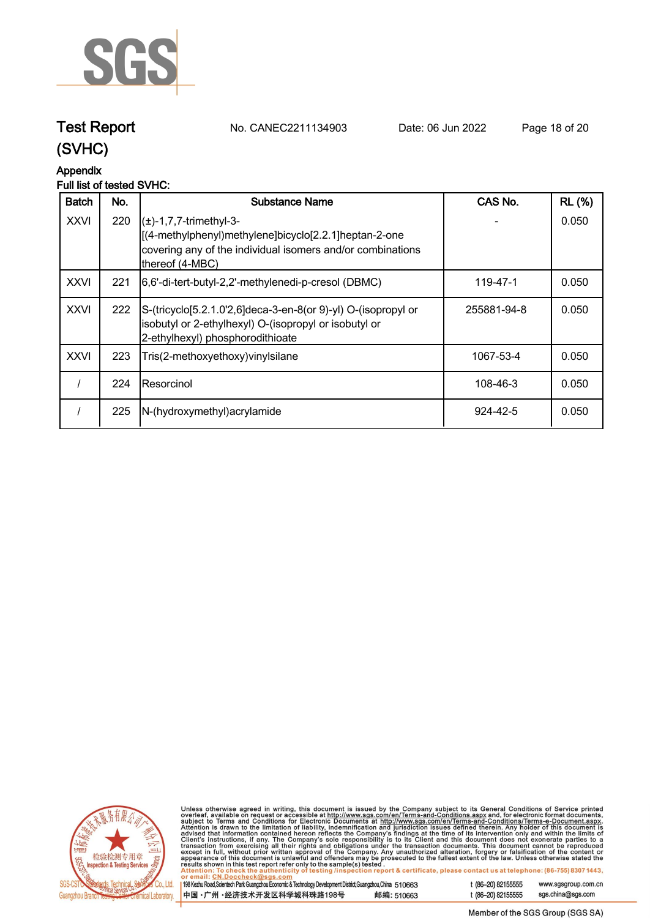# Test Report (SVHC)

No. CANEC2211134903 Date: 06 Jun 2022

## Appendix

**Full list of tested SVHC:**

| Batch | No. | Substance Name | CAS No. | RL (%) |
|---|---|---|---|---|
| XXVI | 220 | (±)-1,7,7-trimethyl-3-[(4-methylphenyl)methylene]bicyclo[2.2.1]heptan-2-one covering any of the individual isomers and/or combinations thereof (4-MBC) | - | 0.050 |
| XXVI | 221 | 6,6'-di-tert-butyl-2,2'-methylenedi-p-cresol (DBMC) | 119-47-1 | 0.050 |
| XXVI | 222 | S-(tricyclo[5.2.1.0'2,6]deca-3-en-8(or 9)-yl) O-(isopropyl or isobutyl or 2-ethylhexyl) O-(isopropyl or isobutyl or 2-ethylhexyl) phosphorodithioate | 255881-94-8 | 0.050 |
| XXVI | 223 | Tris(2-methoxyethoxy)vinylsilane | 1067-53-4 | 0.050 |
| / | 224 | Resorcinol | 108-46-3 | 0.050 |
| / | 225 | N-(hydroxymethyl)acrylamide | 924-42-5 | 0.050 |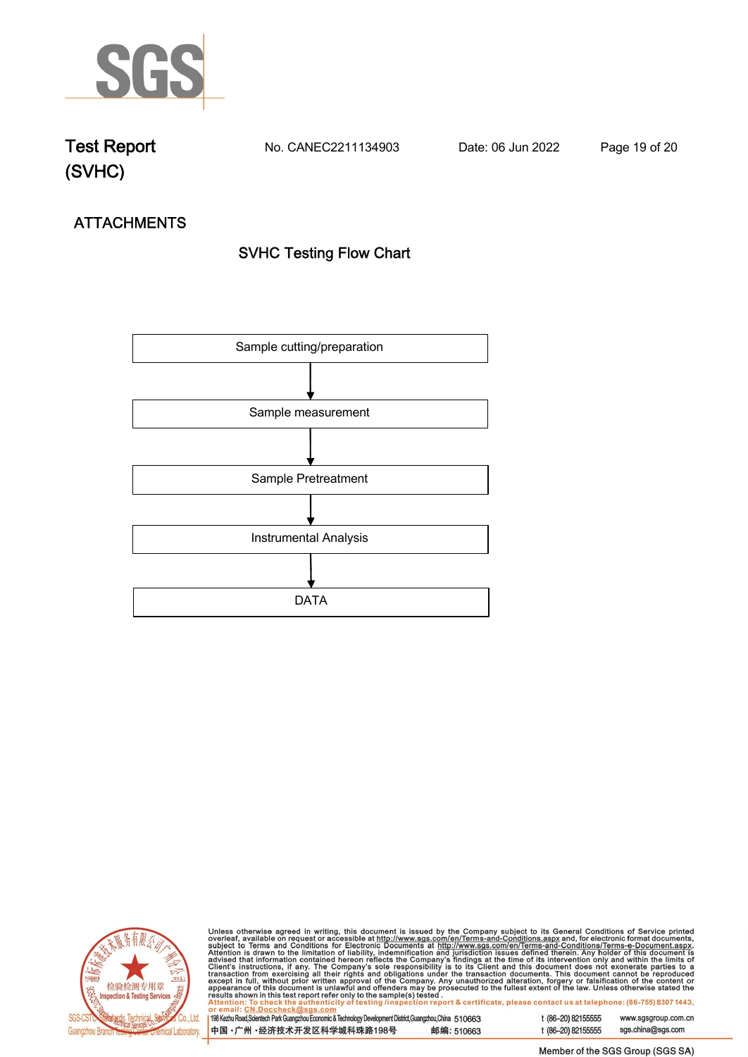Test Report (SVHC) No. CANEC2211134903 Date: 06 Jun 2022

## ATTACHMENTS

### SVHC Testing Flow Chart

Sample cutting/preparation

↓

Sample measurement

↓

Sample Pretreatment

↓

Instrumental Analysis

↓

DATA

Unless otherwise agreed in writing, this document is issued by the Company subject to its General Conditions of Service printed overleaf, available on request or accessible at http://www.sgs.com/en/Terms-and-Conditions.aspx and, for electronic format documents, subject to Terms and Conditions for Electronic Documents at http://www.sgs.com/en/Terms-and-Conditions/Terms-e-Document.aspx. Attention is drawn to the limitation of liability, indemnification and jurisdiction issues defined therein. Any holder of this document is advised that information contained hereon reflects the Company's findings at the time of its intervention only and within the limits of Client's instructions, if any. The Company's sole responsibility is to its Client and this document does not exonerate parties to a transaction from exercising all their rights and obligations under the transaction documents. This document cannot be reproduced except in full, without prior written approval of the Company. Any unauthorized alteration, forgery or falsification of the content or appearance of this document is unlawful and offenders may be prosecuted to the fullest extent of the law. Unless otherwise stated the results shown in this test report refer only to the sample(s) tested.

Attention: To check the authenticity of testing /inspection report & certificate, please contact us at telephone: (86-755) 8307 1443, or email: CN.Doccheck@sgs.com

SGS-CSTC Standards Technical Services Co., Ltd. Guangzhou Branch Testing Center Chemical Laboratory.

198 Kezhu Road,Scientech Park Guangzhou Economic & Technology Development District,Guangzhou,China 510663 t (86-20) 82155555 www.sgsgroup.com.cn

中国・广州・经济技术开发区科学城科珠路198号 邮编: 510663 t (86-20) 82155555 sgs.china@sgs.com

Member of the SGS Group (SGS SA)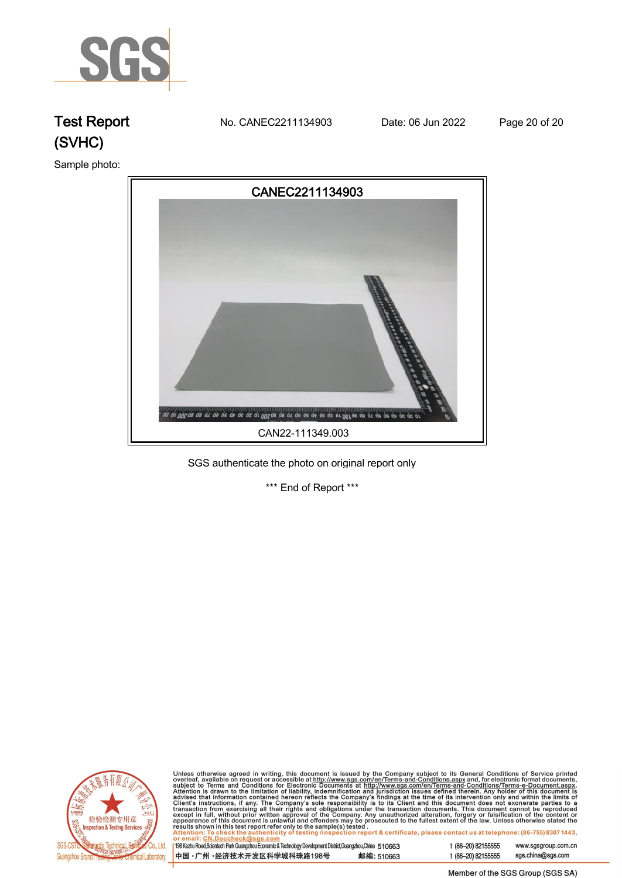# Test Report (SVHC)

No. CANEC2211134903 Date: 06 Jun 2022

Sample photo:

CANEC2211134903

CAN22-111349.003

SGS authenticate the photo on original report only

\*\*\* End of Report \*\*\*